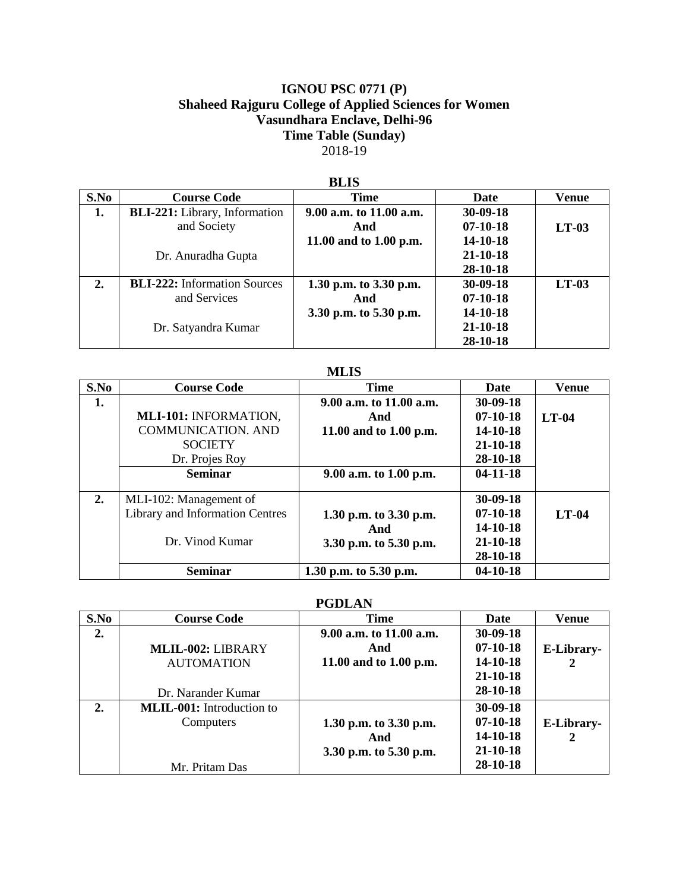**IGNOU PSC 0771 (P)**
**Shaheed Rajguru College of Applied Sciences for Women**
**Vasundhara Enclave, Delhi-96**
**Time Table (Sunday)**
2018-19

**BLIS**

| S.No | Course Code | Time | Date | Venue |
|---|---|---|---|---|
| **1.** | **BLI-221:** Library, Information and Society<br><br>Dr. Anuradha Gupta | **9.00 a.m. to 11.00 a.m.**<br>**And**<br>**11.00 and to 1.00 p.m.** | **30-09-18**<br>**07-10-18**<br>**14-10-18**<br>**21-10-18**<br>**28-10-18** | **LT-03** |
| **2.** | **BLI-222:** Information Sources and Services<br><br>Dr. Satyandra Kumar | **1.30 p.m. to 3.30 p.m.**<br>**And**<br>**3.30 p.m. to 5.30 p.m.** | **30-09-18**<br>**07-10-18**<br>**14-10-18**<br>**21-10-18**<br>**28-10-18** | **LT-03** |

**MLIS**

| S.No | Course Code | Time | Date | Venue |
|---|---|---|---|---|
| **1.** | **MLI-101:** INFORMATION, COMMUNICATION. AND SOCIETY<br>Dr. Projes Roy | **9.00 a.m. to 11.00 a.m.**<br>**And**<br>**11.00 and to 1.00 p.m.** | **30-09-18**<br>**07-10-18**<br>**14-10-18**<br>**21-10-18**<br>**28-10-18** | **LT-04** |
| | **Seminar** | **9.00 a.m. to 1.00 p.m.** | **04-11-18** | |
| **2.** | MLI-102: Management of Library and Information Centres<br><br>Dr. Vinod Kumar | **1.30 p.m. to 3.30 p.m.**<br>**And**<br>**3.30 p.m. to 5.30 p.m.** | **30-09-18**<br>**07-10-18**<br>**14-10-18**<br>**21-10-18**<br>**28-10-18** | **LT-04** |
| | **Seminar** | **1.30 p.m. to 5.30 p.m.** | **04-10-18** | |

**PGDLAN**

| S.No | Course Code | Time | Date | Venue |
|---|---|---|---|---|
| **2.** | **MLIL-002:** LIBRARY AUTOMATION<br><br>Dr. Narander Kumar | **9.00 a.m. to 11.00 a.m.**<br>**And**<br>**11.00 and to 1.00 p.m.** | **30-09-18**<br>**07-10-18**<br>**14-10-18**<br>**21-10-18**<br>**28-10-18** | **E-Library-2** |
| **2.** | **MLIL-001:** Introduction to Computers<br><br>Mr. Pritam Das | **1.30 p.m. to 3.30 p.m.**<br>**And**<br>**3.30 p.m. to 5.30 p.m.** | **30-09-18**<br>**07-10-18**<br>**14-10-18**<br>**21-10-18**<br>**28-10-18** | **E-Library-2** |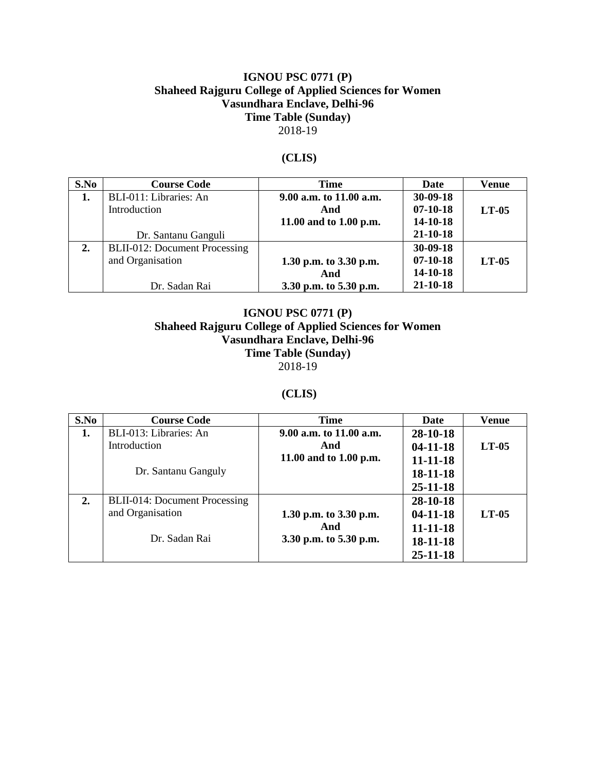**IGNOU PSC 0771 (P)**
**Shaheed Rajguru College of Applied Sciences for Women**
**Vasundhara Enclave, Delhi-96**
**Time Table (Sunday)**
2018-19

**(CLIS)**

| S.No | Course Code | Time | Date | Venue |
|---|---|---|---|---|
| **1.** | BLI-011: Libraries: An Introduction<br><br>Dr. Santanu Ganguli | **9.00 a.m. to 11.00 a.m.<br>And<br>11.00 and to 1.00 p.m.** | **30-09-18<br>07-10-18<br>14-10-18<br>21-10-18** | **LT-05** |
| **2.** | BLII-012: Document Processing and Organisation<br><br>Dr. Sadan Rai | **1.30 p.m. to 3.30 p.m.<br>And<br>3.30 p.m. to 5.30 p.m.** | **30-09-18<br>07-10-18<br>14-10-18<br>21-10-18** | **LT-05** |

**IGNOU PSC 0771 (P)**
**Shaheed Rajguru College of Applied Sciences for Women**
**Vasundhara Enclave, Delhi-96**
**Time Table (Sunday)**
2018-19

**(CLIS)**

| S.No | Course Code | Time | Date | Venue |
|---|---|---|---|---|
| **1.** | BLI-013: Libraries: An Introduction<br><br>Dr. Santanu Ganguly | **9.00 a.m. to 11.00 a.m.<br>And<br>11.00 and to 1.00 p.m.** | **28-10-18<br>04-11-18<br>11-11-18<br>18-11-18<br>25-11-18** | **LT-05** |
| **2.** | BLII-014: Document Processing and Organisation<br><br>Dr. Sadan Rai | **1.30 p.m. to 3.30 p.m.<br>And<br>3.30 p.m. to 5.30 p.m.** | **28-10-18<br>04-11-18<br>11-11-18<br>18-11-18<br>25-11-18** | **LT-05** |